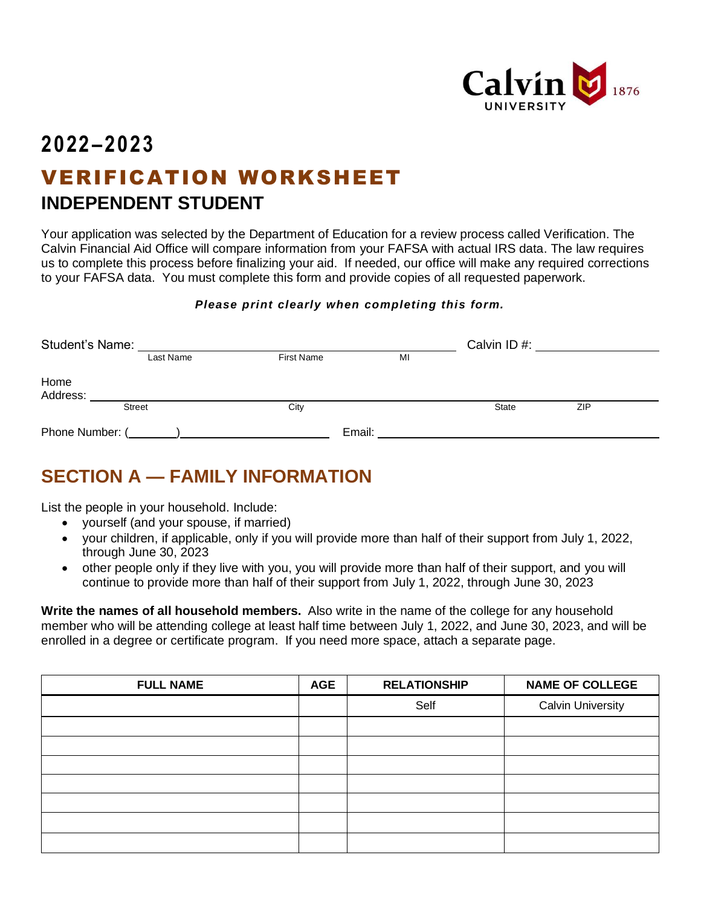Calvin UNIVERSITY 1876

# 2022–2023

# VERIFICATION WORKSHEET

## INDEPENDENT STUDENT

Your application was selected by the Department of Education for a review process called Verification. The Calvin Financial Aid Office will compare information from your FAFSA with actual IRS data. The law requires us to complete this process before finalizing your aid. If needed, our office will make any required corrections to your FAFSA data. You must complete this form and provide copies of all requested paperwork.

***Please print clearly when completing this form.***

Student's Name: ______________________________ Calvin ID #: ______________
Last Name First Name MI

Home Address: ______________________________________________
Street City State ZIP

Phone Number: (______)________________ Email: ______________________

## SECTION A — FAMILY INFORMATION

List the people in your household. Include:

- yourself (and your spouse, if married)
- your children, if applicable, only if you will provide more than half of their support from July 1, 2022, through June 30, 2023
- other people only if they live with you, you will provide more than half of their support, and you will continue to provide more than half of their support from July 1, 2022, through June 30, 2023

**Write the names of all household members.** Also write in the name of the college for any household member who will be attending college at least half time between July 1, 2022, and June 30, 2023, and will be enrolled in a degree or certificate program. If you need more space, attach a separate page.

| FULL NAME | AGE | RELATIONSHIP | NAME OF COLLEGE |
|---|---|---|---|
| | | Self | Calvin University |
| | | | |
| | | | |
| | | | |
| | | | |
| | | | |
| | | | |
| | | | |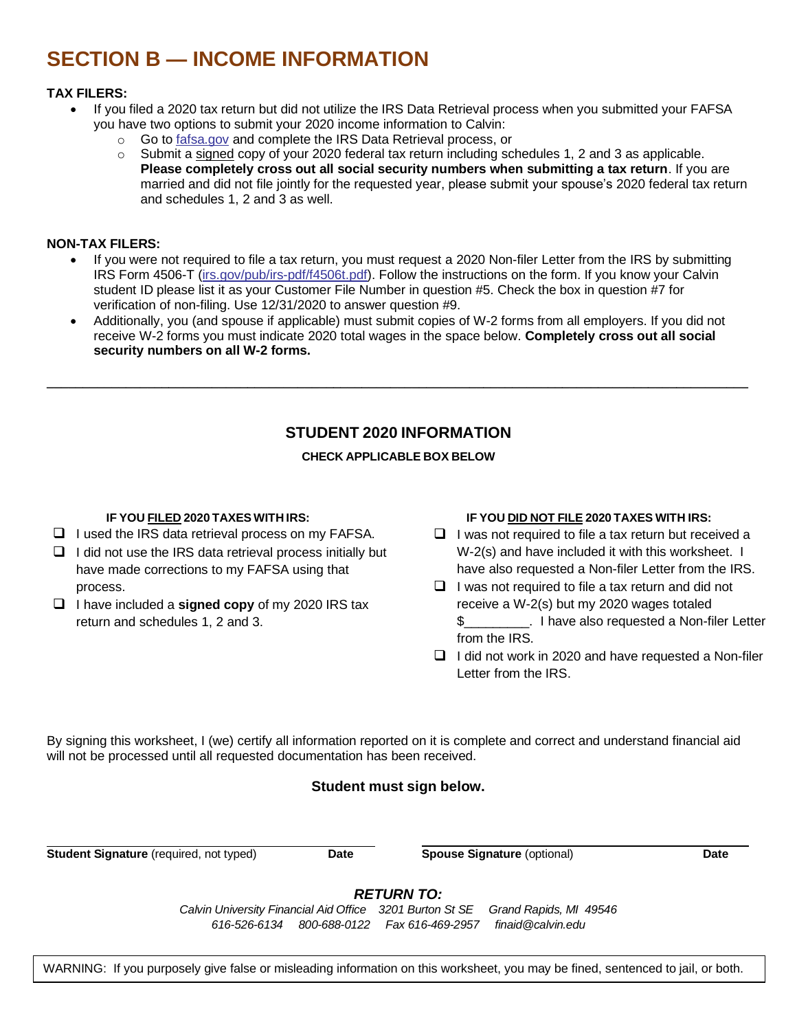# SECTION B — INCOME INFORMATION

**TAX FILERS:**

- If you filed a 2020 tax return but did not utilize the IRS Data Retrieval process when you submitted your FAFSA you have two options to submit your 2020 income information to Calvin:
  - Go to fafsa.gov and complete the IRS Data Retrieval process, or
  - Submit a signed copy of your 2020 federal tax return including schedules 1, 2 and 3 as applicable. **Please completely cross out all social security numbers when submitting a tax return**. If you are married and did not file jointly for the requested year, please submit your spouse's 2020 federal tax return and schedules 1, 2 and 3 as well.

**NON-TAX FILERS:**

- If you were not required to file a tax return, you must request a 2020 Non-filer Letter from the IRS by submitting IRS Form 4506-T (irs.gov/pub/irs-pdf/f4506t.pdf). Follow the instructions on the form. If you know your Calvin student ID please list it as your Customer File Number in question #5. Check the box in question #7 for verification of non-filing. Use 12/31/2020 to answer question #9.
- Additionally, you (and spouse if applicable) must submit copies of W-2 forms from all employers. If you did not receive W-2 forms you must indicate 2020 total wages in the space below. **Completely cross out all social security numbers on all W-2 forms.**

---

## STUDENT 2020 INFORMATION

**CHECK APPLICABLE BOX BELOW**

**IF YOU FILED 2020 TAXES WITH IRS:**

- ☐ I used the IRS data retrieval process on my FAFSA.
- ☐ I did not use the IRS data retrieval process initially but have made corrections to my FAFSA using that process.
- ☐ I have included a **signed copy** of my 2020 IRS tax return and schedules 1, 2 and 3.

**IF YOU DID NOT FILE 2020 TAXES WITH IRS:**

- ☐ I was not required to file a tax return but received a W-2(s) and have included it with this worksheet. I have also requested a Non-filer Letter from the IRS.
- ☐ I was not required to file a tax return and did not receive a W-2(s) but my 2020 wages totaled $_________. I have also requested a Non-filer Letter from the IRS.
- ☐ I did not work in 2020 and have requested a Non-filer Letter from the IRS.

By signing this worksheet, I (we) certify all information reported on it is complete and correct and understand financial aid will not be processed until all requested documentation has been received.

**Student must sign below.**

**Student Signature** (required, not typed) **Date**

**Spouse Signature** (optional) **Date**

***RETURN TO:***

*Calvin University Financial Aid Office 3201 Burton St SE Grand Rapids, MI 49546*

*616-526-6134 800-688-0122 Fax 616-469-2957 finaid@calvin.edu*

WARNING: If you purposely give false or misleading information on this worksheet, you may be fined, sentenced to jail, or both.